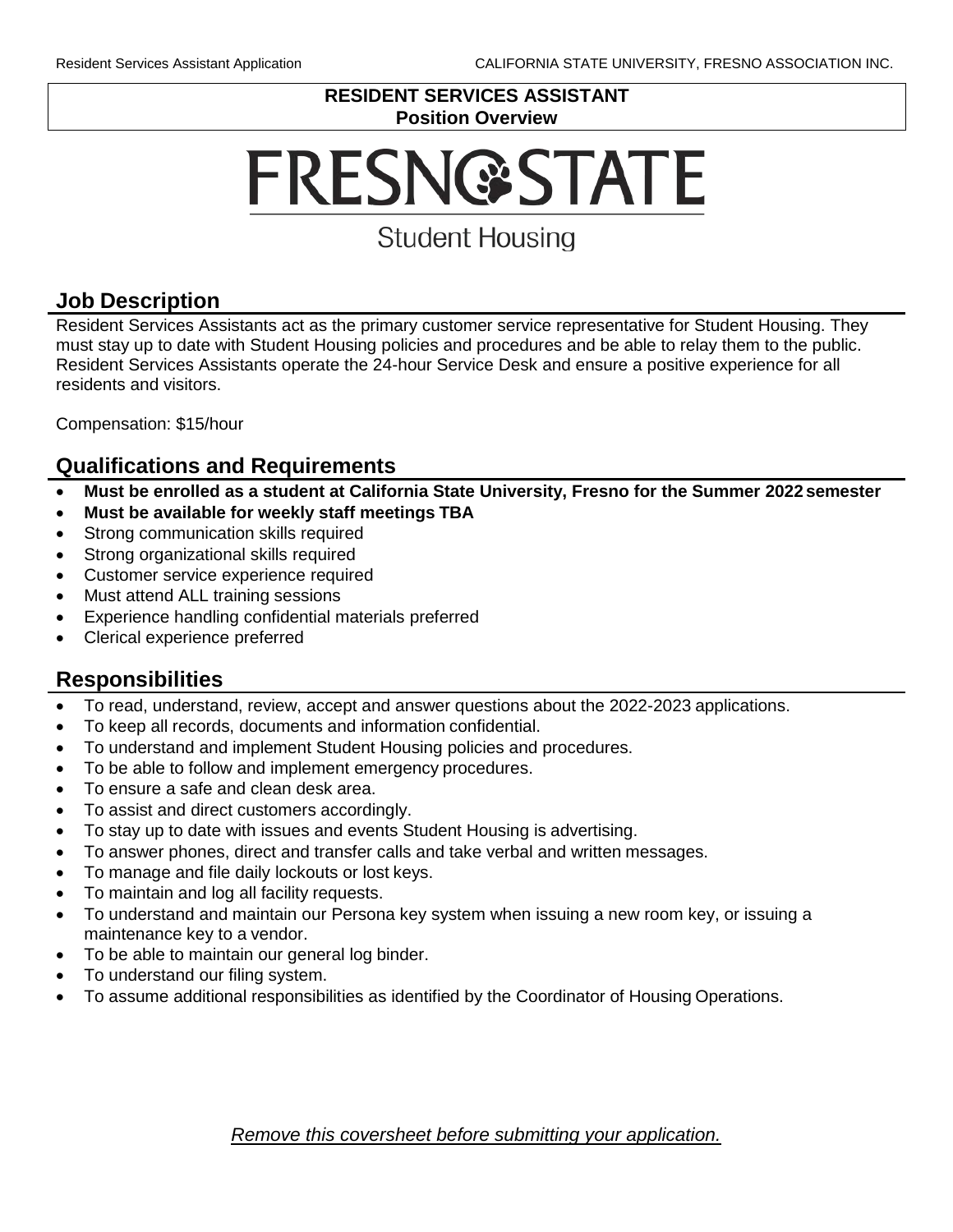**RESIDENT SERVICES ASSISTANT**
**Position Overview**

# FRESNO STATE

Student Housing

## Job Description

Resident Services Assistants act as the primary customer service representative for Student Housing. They must stay up to date with Student Housing policies and procedures and be able to relay them to the public. Resident Services Assistants operate the 24-hour Service Desk and ensure a positive experience for all residents and visitors.

Compensation: $15/hour

## Qualifications and Requirements

- **Must be enrolled as a student at California State University, Fresno for the Summer 2022 semester**
- **Must be available for weekly staff meetings TBA**
- Strong communication skills required
- Strong organizational skills required
- Customer service experience required
- Must attend ALL training sessions
- Experience handling confidential materials preferred
- Clerical experience preferred

## Responsibilities

- To read, understand, review, accept and answer questions about the 2022-2023 applications.
- To keep all records, documents and information confidential.
- To understand and implement Student Housing policies and procedures.
- To be able to follow and implement emergency procedures.
- To ensure a safe and clean desk area.
- To assist and direct customers accordingly.
- To stay up to date with issues and events Student Housing is advertising.
- To answer phones, direct and transfer calls and take verbal and written messages.
- To manage and file daily lockouts or lost keys.
- To maintain and log all facility requests.
- To understand and maintain our Persona key system when issuing a new room key, or issuing a maintenance key to a vendor.
- To be able to maintain our general log binder.
- To understand our filing system.
- To assume additional responsibilities as identified by the Coordinator of Housing Operations.

*Remove this coversheet before submitting your application.*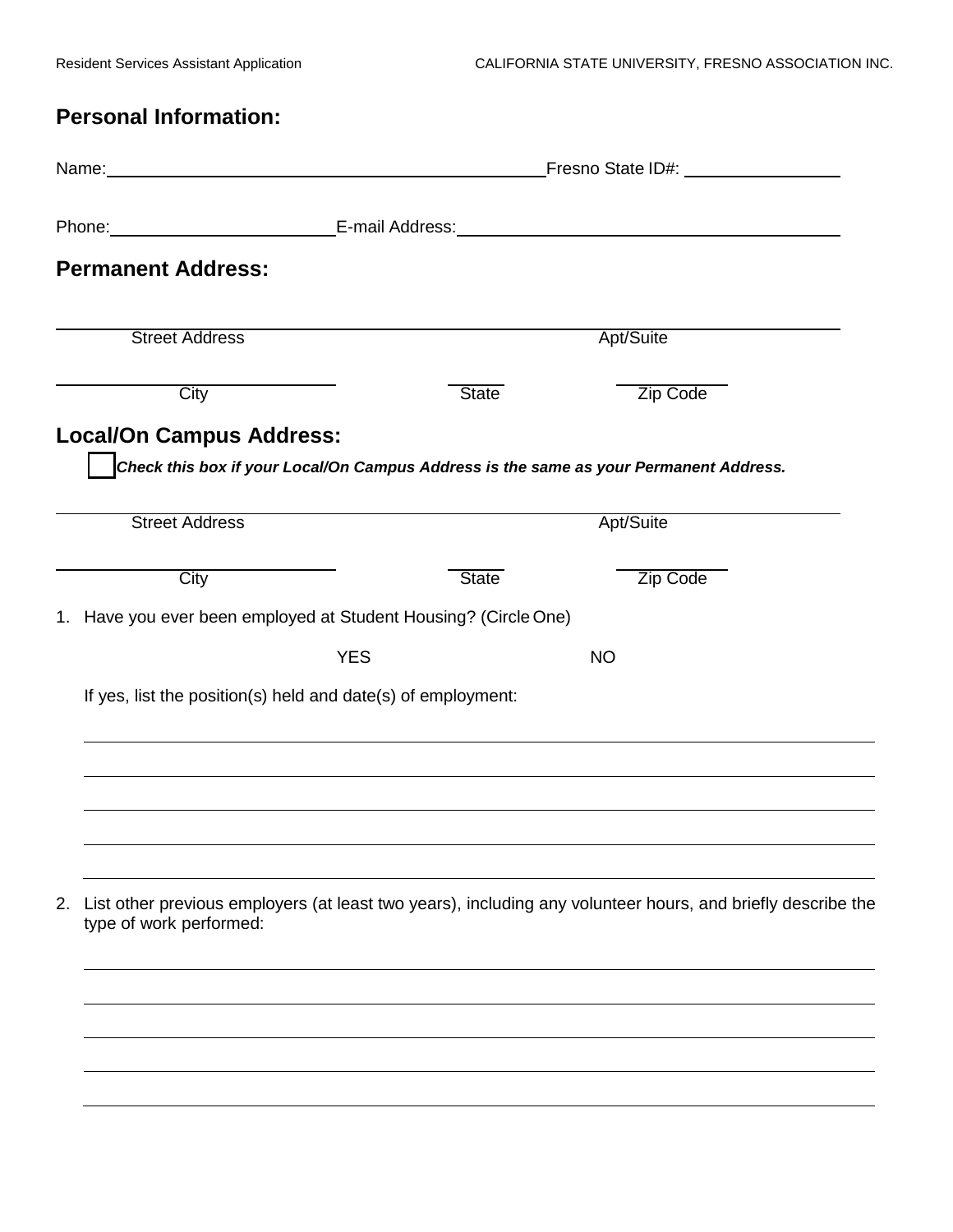## Personal Information:

Name: ______________________________________________ Fresno State ID#: ________________

Phone: ______________________ E-mail Address: ______________________________________

## Permanent Address:

_____________________________________________________________________________

Street Address Apt/Suite

______________________________ _____ ___________

City State Zip Code

## Local/On Campus Address:

☐ ***Check this box if your Local/On Campus Address is the same as your Permanent Address.***

_____________________________________________________________________________

Street Address Apt/Suite

______________________________ _____ ___________

City State Zip Code

1. Have you ever been employed at Student Housing? (Circle One)

   YES NO

   If yes, list the position(s) held and date(s) of employment:

   _____________________________________________________________________________

   _____________________________________________________________________________

   _____________________________________________________________________________

   _____________________________________________________________________________

   _____________________________________________________________________________

2. List other previous employers (at least two years), including any volunteer hours, and briefly describe the type of work performed:

   _____________________________________________________________________________

   _____________________________________________________________________________

   _____________________________________________________________________________

   _____________________________________________________________________________

   _____________________________________________________________________________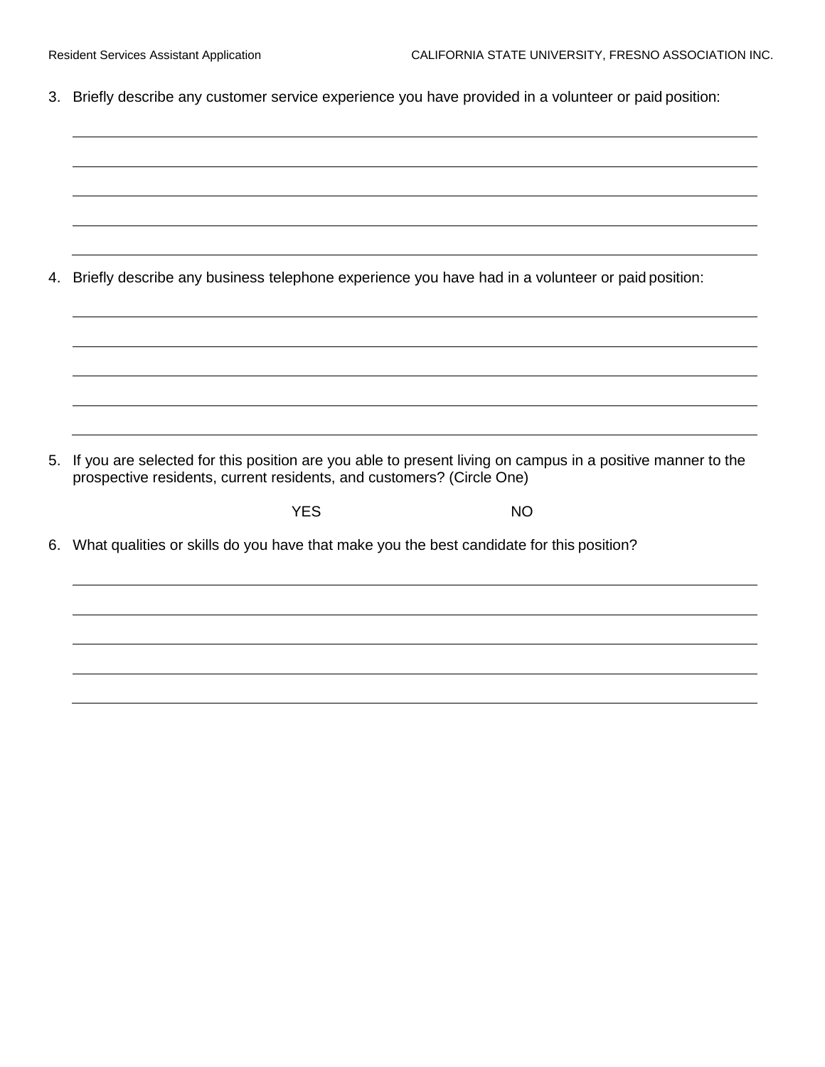3. Briefly describe any customer service experience you have provided in a volunteer or paid position:

4. Briefly describe any business telephone experience you have had in a volunteer or paid position:

5. If you are selected for this position are you able to present living on campus in a positive manner to the prospective residents, current residents, and customers? (Circle One)

   YES NO

6. What qualities or skills do you have that make you the best candidate for this position?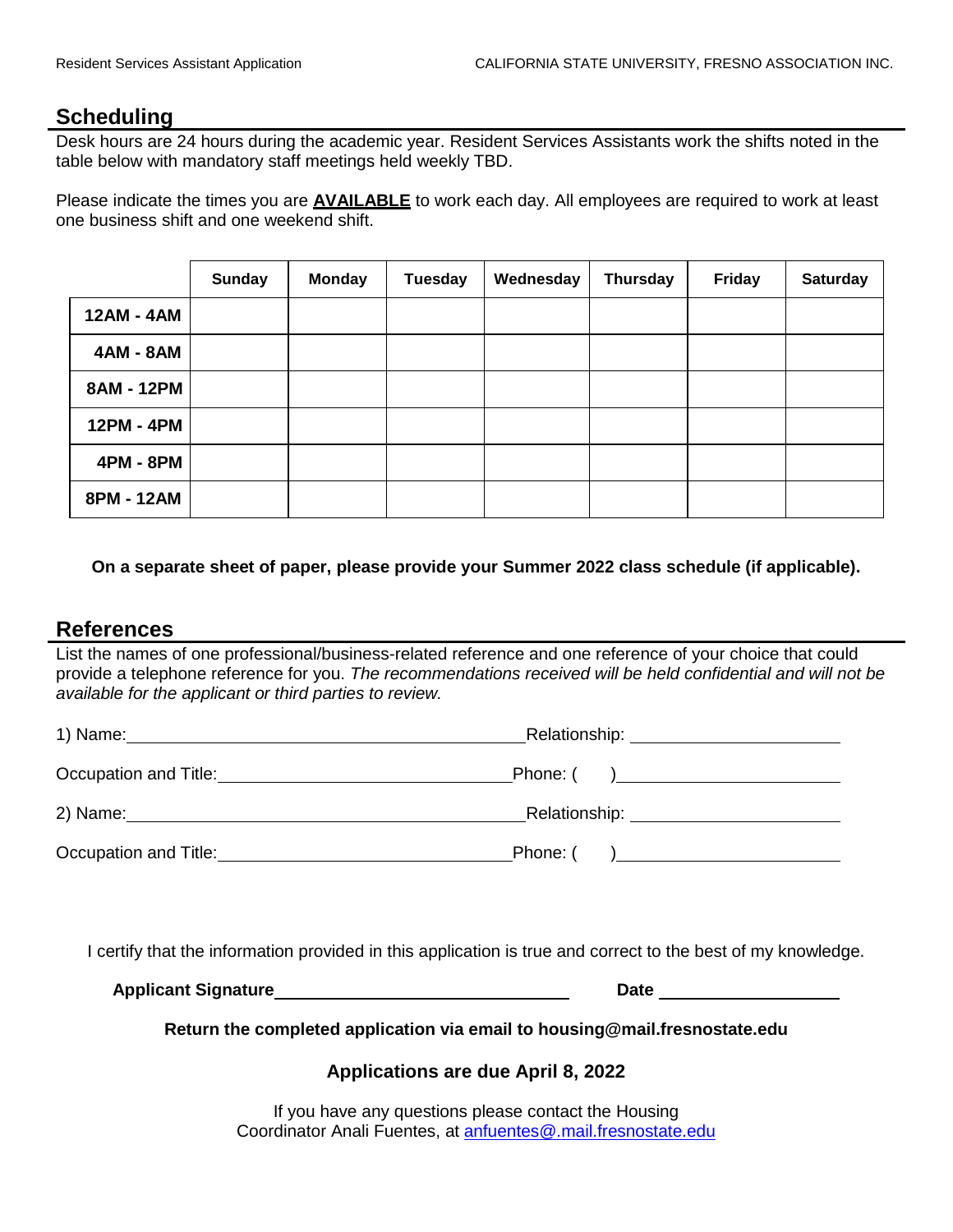## Scheduling

Desk hours are 24 hours during the academic year. Resident Services Assistants work the shifts noted in the table below with mandatory staff meetings held weekly TBD.

Please indicate the times you are **AVAILABLE** to work each day. All employees are required to work at least one business shift and one weekend shift.

| | Sunday | Monday | Tuesday | Wednesday | Thursday | Friday | Saturday |
|---|---|---|---|---|---|---|---|
| **12AM - 4AM** | | | | | | | |
| **4AM - 8AM** | | | | | | | |
| **8AM - 12PM** | | | | | | | |
| **12PM - 4PM** | | | | | | | |
| **4PM - 8PM** | | | | | | | |
| **8PM - 12AM** | | | | | | | |

**On a separate sheet of paper, please provide your Summer 2022 class schedule (if applicable).**

## References

List the names of one professional/business-related reference and one reference of your choice that could provide a telephone reference for you. *The recommendations received will be held confidential and will not be available for the applicant or third parties to review.*

1) Name: ______________________________ Relationship: ____________________

Occupation and Title: ______________________ Phone: (    ) ____________________

2) Name: ______________________________ Relationship: ____________________

Occupation and Title: ______________________ Phone: (    ) ____________________

I certify that the information provided in this application is true and correct to the best of my knowledge.

**Applicant Signature** ______________________________ **Date** ________________

**Return the completed application via email to housing@mail.fresnostate.edu**

**Applications are due April 8, 2022**

If you have any questions please contact the Housing Coordinator Anali Fuentes, at anfuentes@.mail.fresnostate.edu